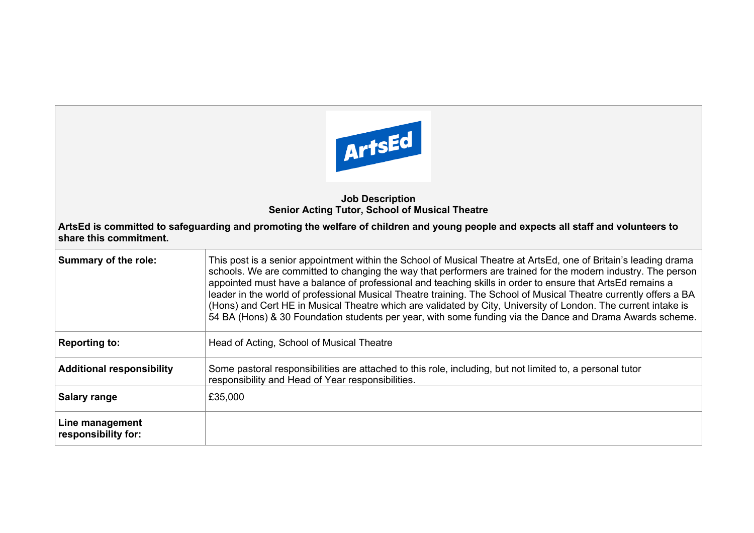**Job Description**
**Senior Acting Tutor, School of Musical Theatre**

**ArtsEd is committed to safeguarding and promoting the welfare of children and young people and expects all staff and volunteers to share this commitment.**

| | |
|---|---|
| **Summary of the role:** | This post is a senior appointment within the School of Musical Theatre at ArtsEd, one of Britain's leading drama schools. We are committed to changing the way that performers are trained for the modern industry. The person appointed must have a balance of professional and teaching skills in order to ensure that ArtsEd remains a leader in the world of professional Musical Theatre training. The School of Musical Theatre currently offers a BA (Hons) and Cert HE in Musical Theatre which are validated by City, University of London. The current intake is 54 BA (Hons) & 30 Foundation students per year, with some funding via the Dance and Drama Awards scheme. |
| **Reporting to:** | Head of Acting, School of Musical Theatre |
| **Additional responsibility** | Some pastoral responsibilities are attached to this role, including, but not limited to, a personal tutor responsibility and Head of Year responsibilities. |
| **Salary range** | £35,000 |
| **Line management responsibility for:** | |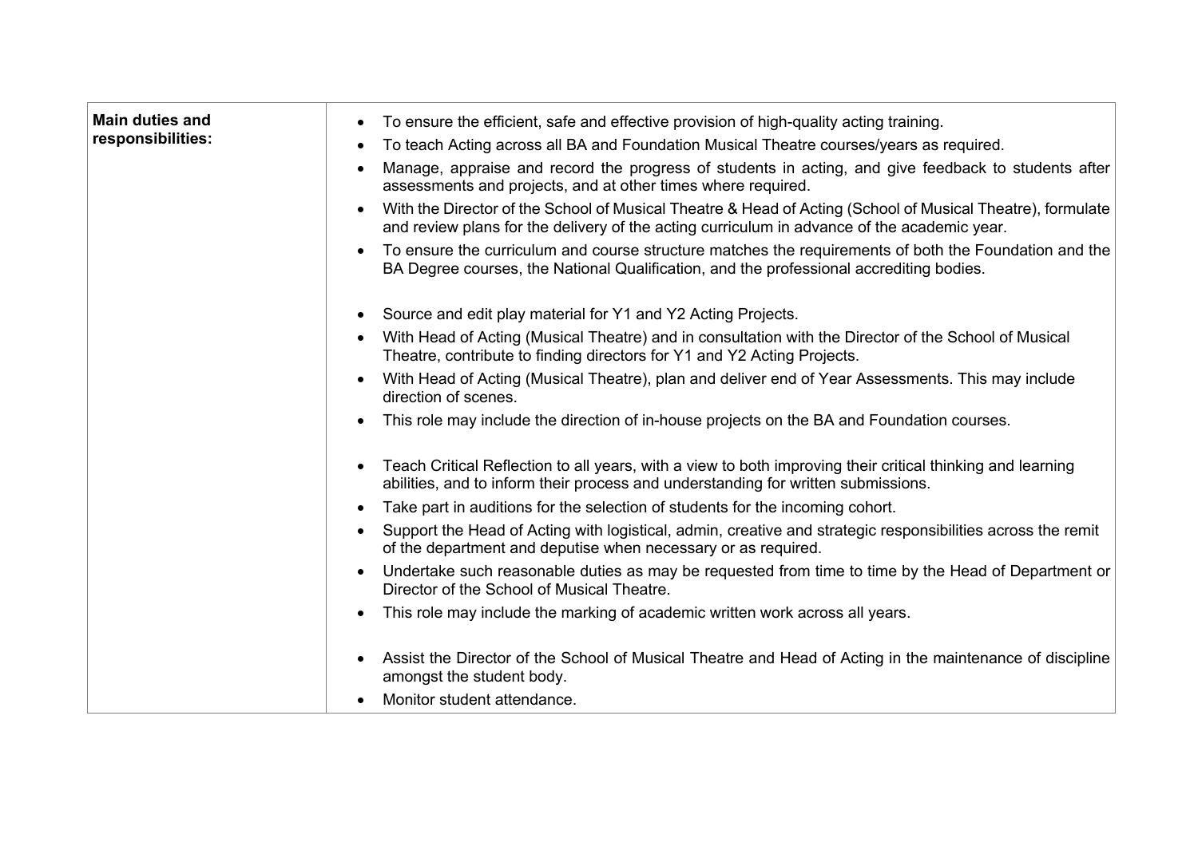| Main duties and responsibilities: | |
|---|---|
| **Main duties and responsibilities:** | • To ensure the efficient, safe and effective provision of high-quality acting training.<br>• To teach Acting across all BA and Foundation Musical Theatre courses/years as required.<br>• Manage, appraise and record the progress of students in acting, and give feedback to students after assessments and projects, and at other times where required.<br>• With the Director of the School of Musical Theatre & Head of Acting (School of Musical Theatre), formulate and review plans for the delivery of the acting curriculum in advance of the academic year.<br>• To ensure the curriculum and course structure matches the requirements of both the Foundation and the BA Degree courses, the National Qualification, and the professional accrediting bodies.<br><br>• Source and edit play material for Y1 and Y2 Acting Projects.<br>• With Head of Acting (Musical Theatre) and in consultation with the Director of the School of Musical Theatre, contribute to finding directors for Y1 and Y2 Acting Projects.<br>• With Head of Acting (Musical Theatre), plan and deliver end of Year Assessments. This may include direction of scenes.<br>• This role may include the direction of in-house projects on the BA and Foundation courses.<br><br>• Teach Critical Reflection to all years, with a view to both improving their critical thinking and learning abilities, and to inform their process and understanding for written submissions.<br>• Take part in auditions for the selection of students for the incoming cohort.<br>• Support the Head of Acting with logistical, admin, creative and strategic responsibilities across the remit of the department and deputise when necessary or as required.<br>• Undertake such reasonable duties as may be requested from time to time by the Head of Department or Director of the School of Musical Theatre.<br>• This role may include the marking of academic written work across all years.<br><br>• Assist the Director of the School of Musical Theatre and Head of Acting in the maintenance of discipline amongst the student body.<br>• Monitor student attendance. |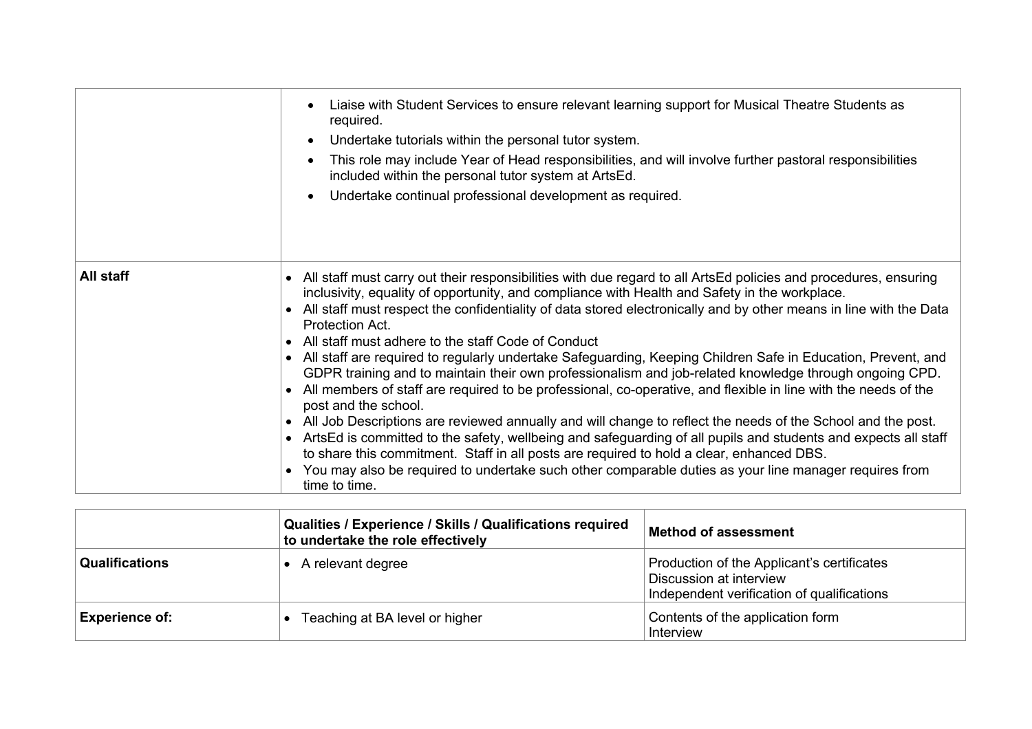| | |
|---|---|
| | • Liaise with Student Services to ensure relevant learning support for Musical Theatre Students as required.<br>• Undertake tutorials within the personal tutor system.<br>• This role may include Year of Head responsibilities, and will involve further pastoral responsibilities included within the personal tutor system at ArtsEd.<br>• Undertake continual professional development as required. |
| **All staff** | • All staff must carry out their responsibilities with due regard to all ArtsEd policies and procedures, ensuring inclusivity, equality of opportunity, and compliance with Health and Safety in the workplace.<br>• All staff must respect the confidentiality of data stored electronically and by other means in line with the Data Protection Act.<br>• All staff must adhere to the staff Code of Conduct<br>• All staff are required to regularly undertake Safeguarding, Keeping Children Safe in Education, Prevent, and GDPR training and to maintain their own professionalism and job-related knowledge through ongoing CPD.<br>• All members of staff are required to be professional, co-operative, and flexible in line with the needs of the post and the school.<br>• All Job Descriptions are reviewed annually and will change to reflect the needs of the School and the post.<br>• ArtsEd is committed to the safety, wellbeing and safeguarding of all pupils and students and expects all staff to share this commitment. Staff in all posts are required to hold a clear, enhanced DBS.<br>• You may also be required to undertake such other comparable duties as your line manager requires from time to time. |

| | **Qualities / Experience / Skills / Qualifications required to undertake the role effectively** | **Method of assessment** |
|---|---|---|
| **Qualifications** | • A relevant degree | Production of the Applicant's certificates<br>Discussion at interview<br>Independent verification of qualifications |
| **Experience of:** | • Teaching at BA level or higher | Contents of the application form<br>Interview |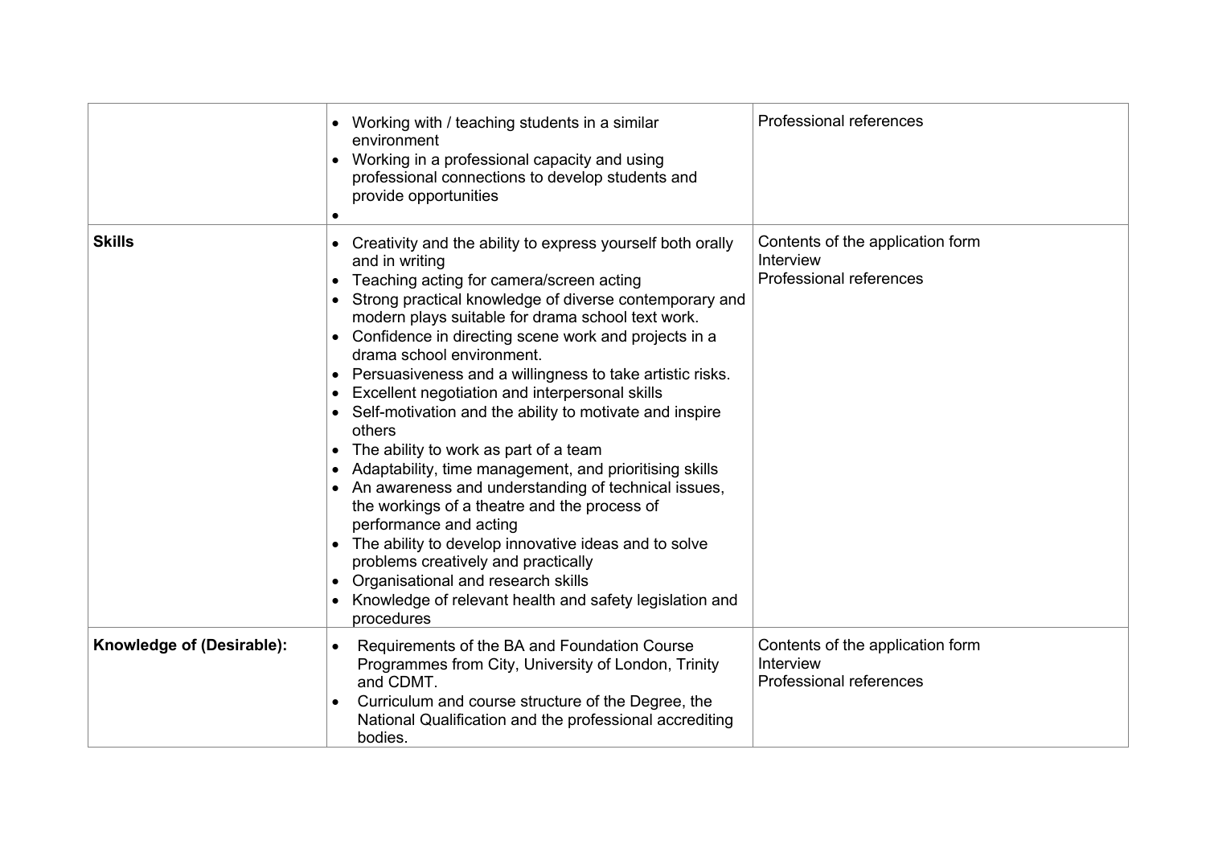| | | |
|---|---|---|
| | • Working with / teaching students in a similar environment<br>• Working in a professional capacity and using professional connections to develop students and provide opportunities<br>• | Professional references |
| **Skills** | • Creativity and the ability to express yourself both orally and in writing<br>• Teaching acting for camera/screen acting<br>• Strong practical knowledge of diverse contemporary and modern plays suitable for drama school text work.<br>• Confidence in directing scene work and projects in a drama school environment.<br>• Persuasiveness and a willingness to take artistic risks.<br>• Excellent negotiation and interpersonal skills<br>• Self-motivation and the ability to motivate and inspire others<br>• The ability to work as part of a team<br>• Adaptability, time management, and prioritising skills<br>• An awareness and understanding of technical issues, the workings of a theatre and the process of performance and acting<br>• The ability to develop innovative ideas and to solve problems creatively and practically<br>• Organisational and research skills<br>• Knowledge of relevant health and safety legislation and procedures | Contents of the application form<br>Interview<br>Professional references |
| **Knowledge of (Desirable):** | • Requirements of the BA and Foundation Course Programmes from City, University of London, Trinity and CDMT.<br>• Curriculum and course structure of the Degree, the National Qualification and the professional accrediting bodies. | Contents of the application form<br>Interview<br>Professional references |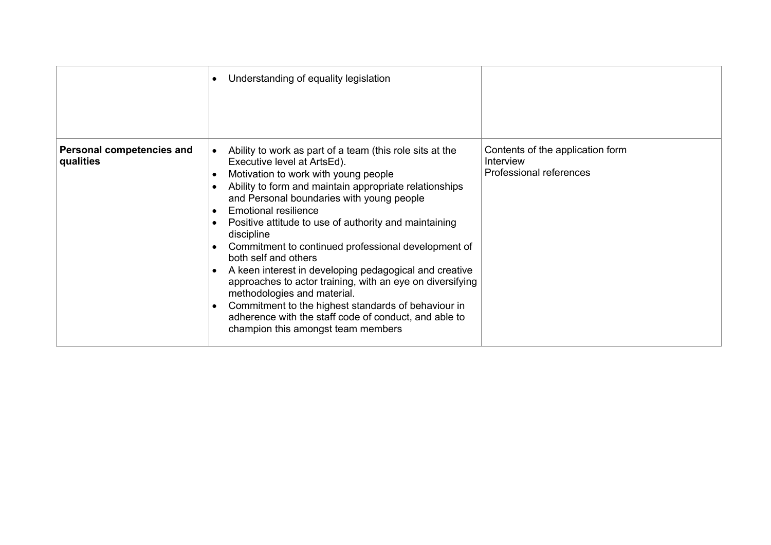| | | |
|---|---|---|
| | • Understanding of equality legislation | |
| **Personal competencies and qualities** | • Ability to work as part of a team (this role sits at the Executive level at ArtsEd).<br>• Motivation to work with young people<br>• Ability to form and maintain appropriate relationships and Personal boundaries with young people<br>• Emotional resilience<br>• Positive attitude to use of authority and maintaining discipline<br>• Commitment to continued professional development of both self and others<br>• A keen interest in developing pedagogical and creative approaches to actor training, with an eye on diversifying methodologies and material.<br>• Commitment to the highest standards of behaviour in adherence with the staff code of conduct, and able to champion this amongst team members | Contents of the application form<br>Interview<br>Professional references |